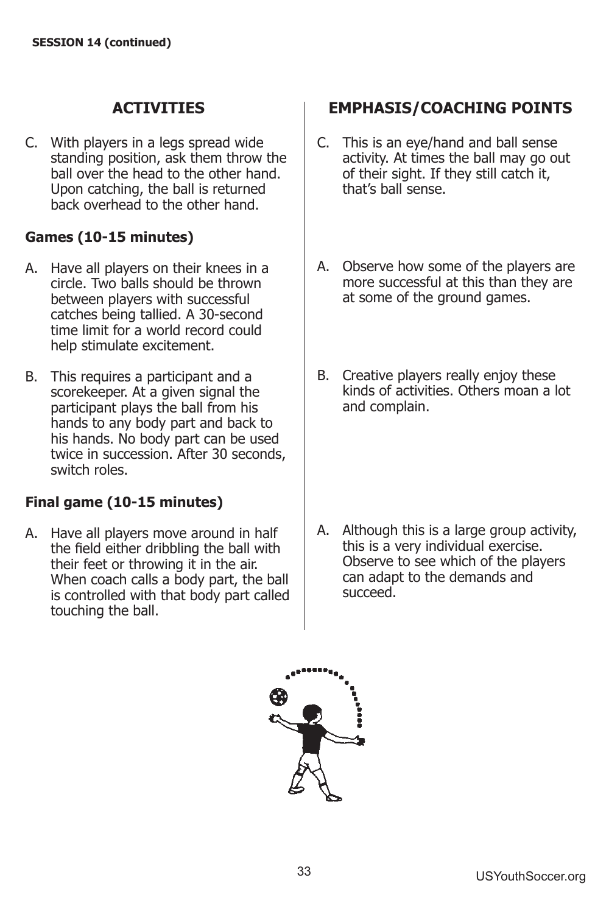**SESSION 14 (continued)**

## ACTIVITIES

C. With players in a legs spread wide standing position, ask them throw the ball over the head to the other hand. Upon catching, the ball is returned back overhead to the other hand.

## EMPHASIS/COACHING POINTS

C. This is an eye/hand and ball sense activity. At times the ball may go out of their sight. If they still catch it, that's ball sense.

### Games (10-15 minutes)

A. Have all players on their knees in a circle. Two balls should be thrown between players with successful catches being tallied. A 30-second time limit for a world record could help stimulate excitement.

A. Observe how some of the players are more successful at this than they are at some of the ground games.

B. This requires a participant and a scorekeeper. At a given signal the participant plays the ball from his hands to any body part and back to his hands. No body part can be used twice in succession. After 30 seconds, switch roles.

B. Creative players really enjoy these kinds of activities. Others moan a lot and complain.

### Final game (10-15 minutes)

A. Have all players move around in half the field either dribbling the ball with their feet or throwing it in the air. When coach calls a body part, the ball is controlled with that body part called touching the ball.

A. Although this is a large group activity, this is a very individual exercise. Observe to see which of the players can adapt to the demands and succeed.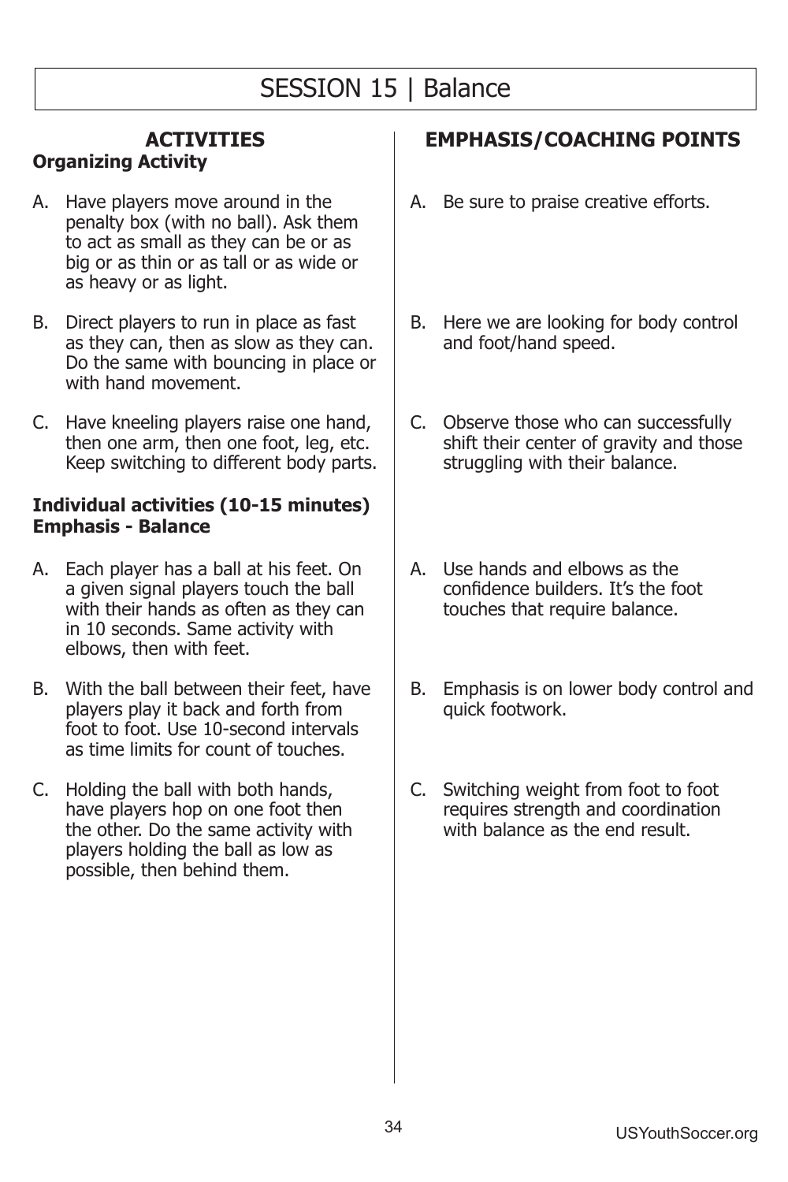# SESSION 15 | Balance

## ACTIVITIES

**Organizing Activity**

A. Have players move around in the penalty box (with no ball). Ask them to act as small as they can be or as big or as thin or as tall or as wide or as heavy or as light.

B. Direct players to run in place as fast as they can, then as slow as they can. Do the same with bouncing in place or with hand movement.

C. Have kneeling players raise one hand, then one arm, then one foot, leg, etc. Keep switching to different body parts.

**Individual activities (10-15 minutes)**
**Emphasis - Balance**

A. Each player has a ball at his feet. On a given signal players touch the ball with their hands as often as they can in 10 seconds. Same activity with elbows, then with feet.

B. With the ball between their feet, have players play it back and forth from foot to foot. Use 10-second intervals as time limits for count of touches.

C. Holding the ball with both hands, have players hop on one foot then the other. Do the same activity with players holding the ball as low as possible, then behind them.

## EMPHASIS/COACHING POINTS

**Organizing Activity**

A. Be sure to praise creative efforts.

B. Here we are looking for body control and foot/hand speed.

C. Observe those who can successfully shift their center of gravity and those struggling with their balance.

**Individual activities**

A. Use hands and elbows as the confidence builders. It's the foot touches that require balance.

B. Emphasis is on lower body control and quick footwork.

C. Switching weight from foot to foot requires strength and coordination with balance as the end result.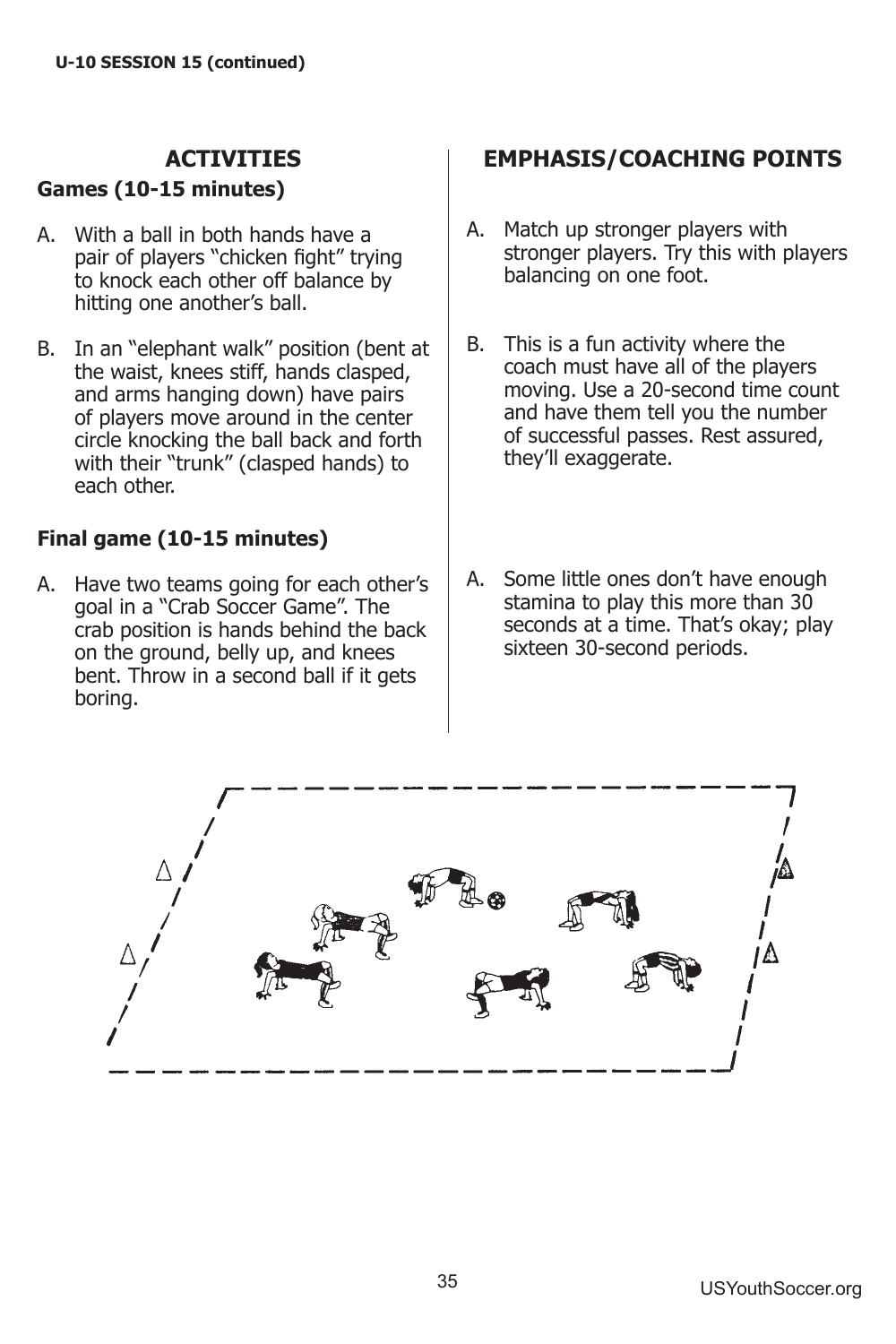U-10 SESSION 15 (continued)

## ACTIVITIES

### Games (10-15 minutes)

A. With a ball in both hands have a pair of players "chicken fight" trying to knock each other off balance by hitting one another's ball.

B. In an "elephant walk" position (bent at the waist, knees stiff, hands clasped, and arms hanging down) have pairs of players move around in the center circle knocking the ball back and forth with their "trunk" (clasped hands) to each other.

### Final game (10-15 minutes)

A. Have two teams going for each other's goal in a "Crab Soccer Game". The crab position is hands behind the back on the ground, belly up, and knees bent. Throw in a second ball if it gets boring.

## EMPHASIS/COACHING POINTS

A. Match up stronger players with stronger players. Try this with players balancing on one foot.

B. This is a fun activity where the coach must have all of the players moving. Use a 20-second time count and have them tell you the number of successful passes. Rest assured, they'll exaggerate.

A. Some little ones don't have enough stamina to play this more than 30 seconds at a time. That's okay; play sixteen 30-second periods.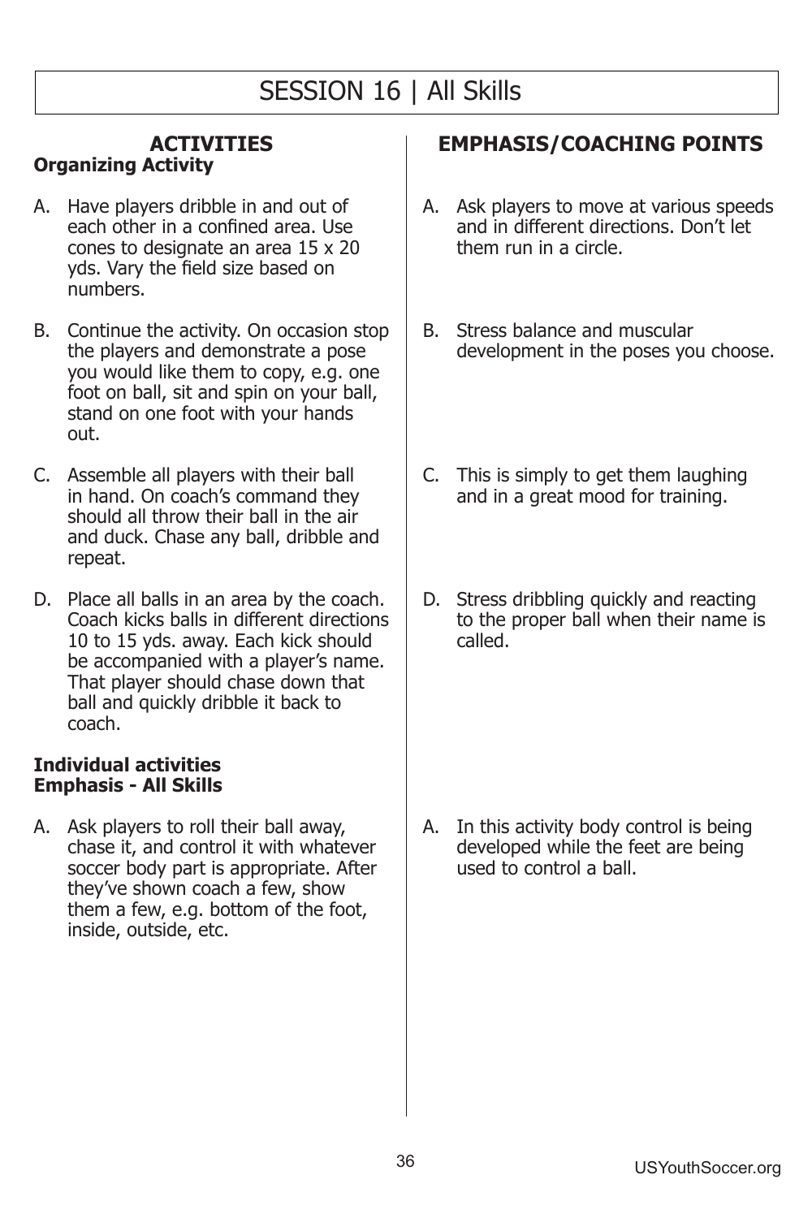# SESSION 16 | All Skills

## ACTIVITIES

**Organizing Activity**

A. Have players dribble in and out of each other in a confined area. Use cones to designate an area 15 x 20 yds. Vary the field size based on numbers.

B. Continue the activity. On occasion stop the players and demonstrate a pose you would like them to copy, e.g. one foot on ball, sit and spin on your ball, stand on one foot with your hands out.

C. Assemble all players with their ball in hand. On coach's command they should all throw their ball in the air and duck. Chase any ball, dribble and repeat.

D. Place all balls in an area by the coach. Coach kicks balls in different directions 10 to 15 yds. away. Each kick should be accompanied with a player's name. That player should chase down that ball and quickly dribble it back to coach.

**Individual activities**
**Emphasis - All Skills**

A. Ask players to roll their ball away, chase it, and control it with whatever soccer body part is appropriate. After they've shown coach a few, show them a few, e.g. bottom of the foot, inside, outside, etc.

## EMPHASIS/COACHING POINTS

**Organizing Activity**

A. Ask players to move at various speeds and in different directions. Don't let them run in a circle.

B. Stress balance and muscular development in the poses you choose.

C. This is simply to get them laughing and in a great mood for training.

D. Stress dribbling quickly and reacting to the proper ball when their name is called.

**Individual activities**

A. In this activity body control is being developed while the feet are being used to control a ball.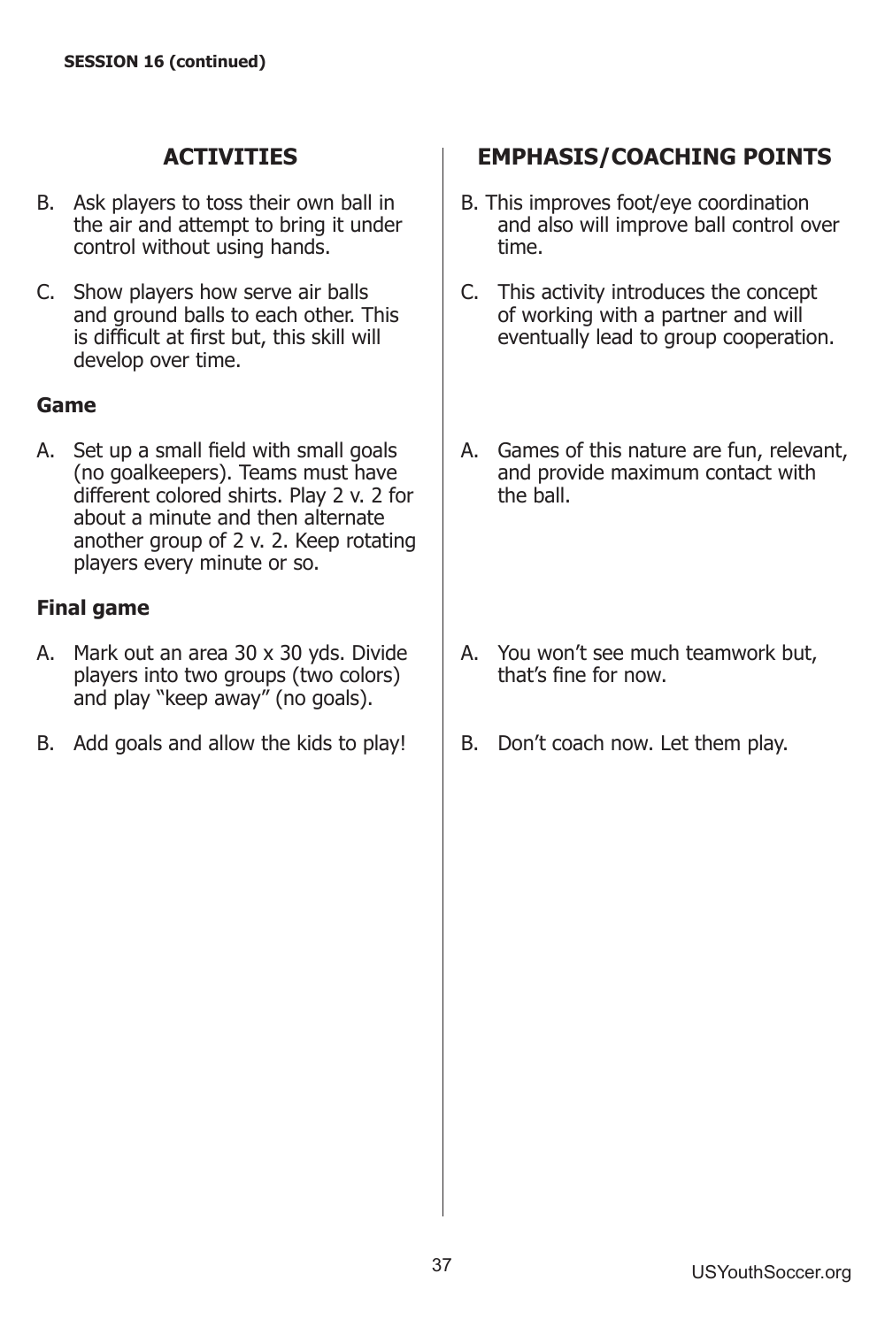**SESSION 16 (continued)**

| ACTIVITIES | EMPHASIS/COACHING POINTS |
|---|---|
| B. Ask players to toss their own ball in the air and attempt to bring it under control without using hands. | B. This improves foot/eye coordination and also will improve ball control over time. |
| C. Show players how serve air balls and ground balls to each other. This is difficult at first but, this skill will develop over time. | C. This activity introduces the concept of working with a partner and will eventually lead to group cooperation. |
| **Game** | |
| A. Set up a small field with small goals (no goalkeepers). Teams must have different colored shirts. Play 2 v. 2 for about a minute and then alternate another group of 2 v. 2. Keep rotating players every minute or so. | A. Games of this nature are fun, relevant, and provide maximum contact with the ball. |
| **Final game** | |
| A. Mark out an area 30 x 30 yds. Divide players into two groups (two colors) and play "keep away" (no goals). | A. You won't see much teamwork but, that's fine for now. |
| B. Add goals and allow the kids to play! | B. Don't coach now. Let them play. |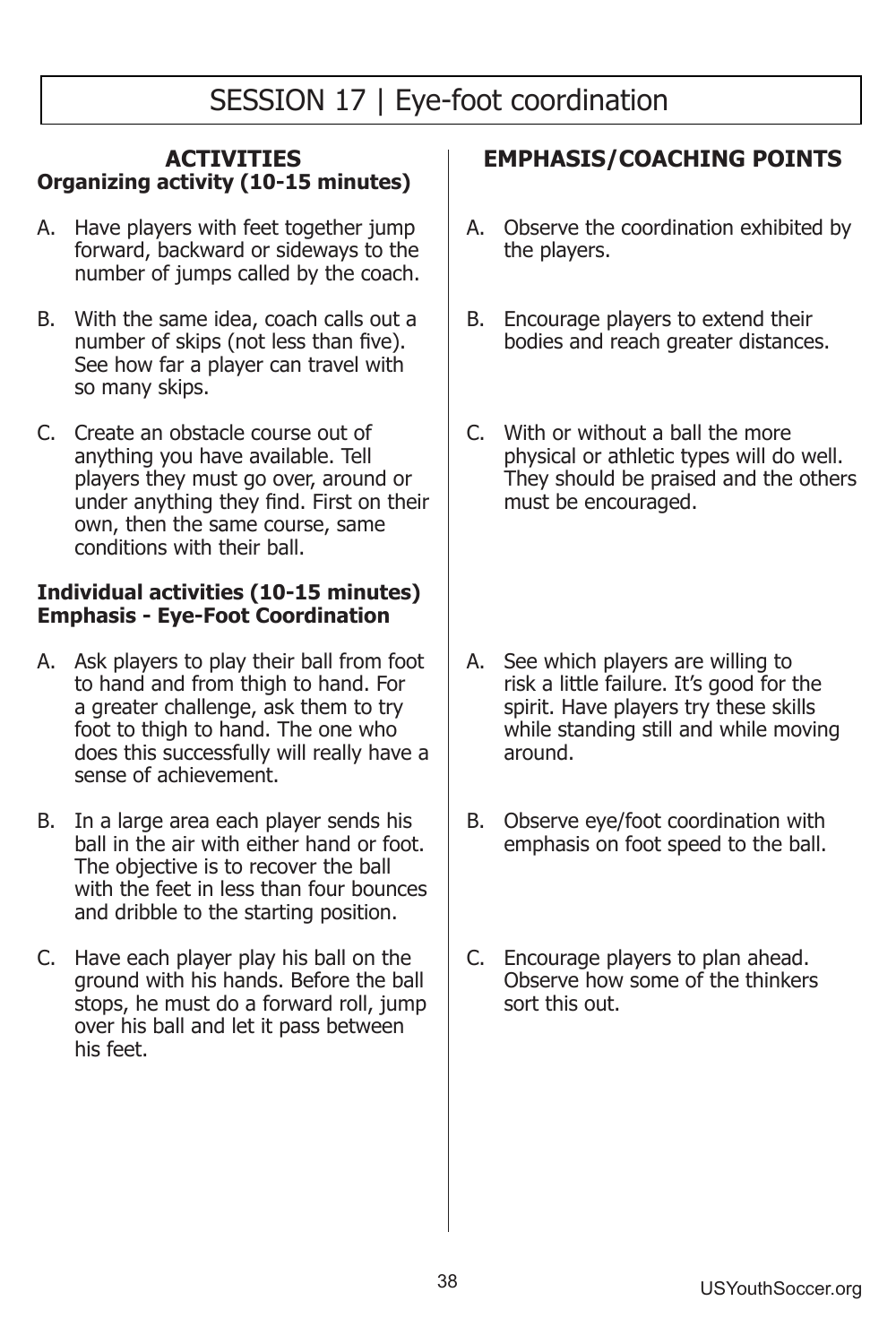# SESSION 17 | Eye-foot coordination

## ACTIVITIES

### Organizing activity (10-15 minutes)

A. Have players with feet together jump forward, backward or sideways to the number of jumps called by the coach.

B. With the same idea, coach calls out a number of skips (not less than five). See how far a player can travel with so many skips.

C. Create an obstacle course out of anything you have available. Tell players they must go over, around or under anything they find. First on their own, then the same course, same conditions with their ball.

## EMPHASIS/COACHING POINTS

A. Observe the coordination exhibited by the players.

B. Encourage players to extend their bodies and reach greater distances.

C. With or without a ball the more physical or athletic types will do well. They should be praised and the others must be encouraged.

## ACTIVITIES

### Individual activities (10-15 minutes)
### Emphasis - Eye-Foot Coordination

A. Ask players to play their ball from foot to hand and from thigh to hand. For a greater challenge, ask them to try foot to thigh to hand. The one who does this successfully will really have a sense of achievement.

B. In a large area each player sends his ball in the air with either hand or foot. The objective is to recover the ball with the feet in less than four bounces and dribble to the starting position.

C. Have each player play his ball on the ground with his hands. Before the ball stops, he must do a forward roll, jump over his ball and let it pass between his feet.

## EMPHASIS/COACHING POINTS

A. See which players are willing to risk a little failure. It's good for the spirit. Have players try these skills while standing still and while moving around.

B. Observe eye/foot coordination with emphasis on foot speed to the ball.

C. Encourage players to plan ahead. Observe how some of the thinkers sort this out.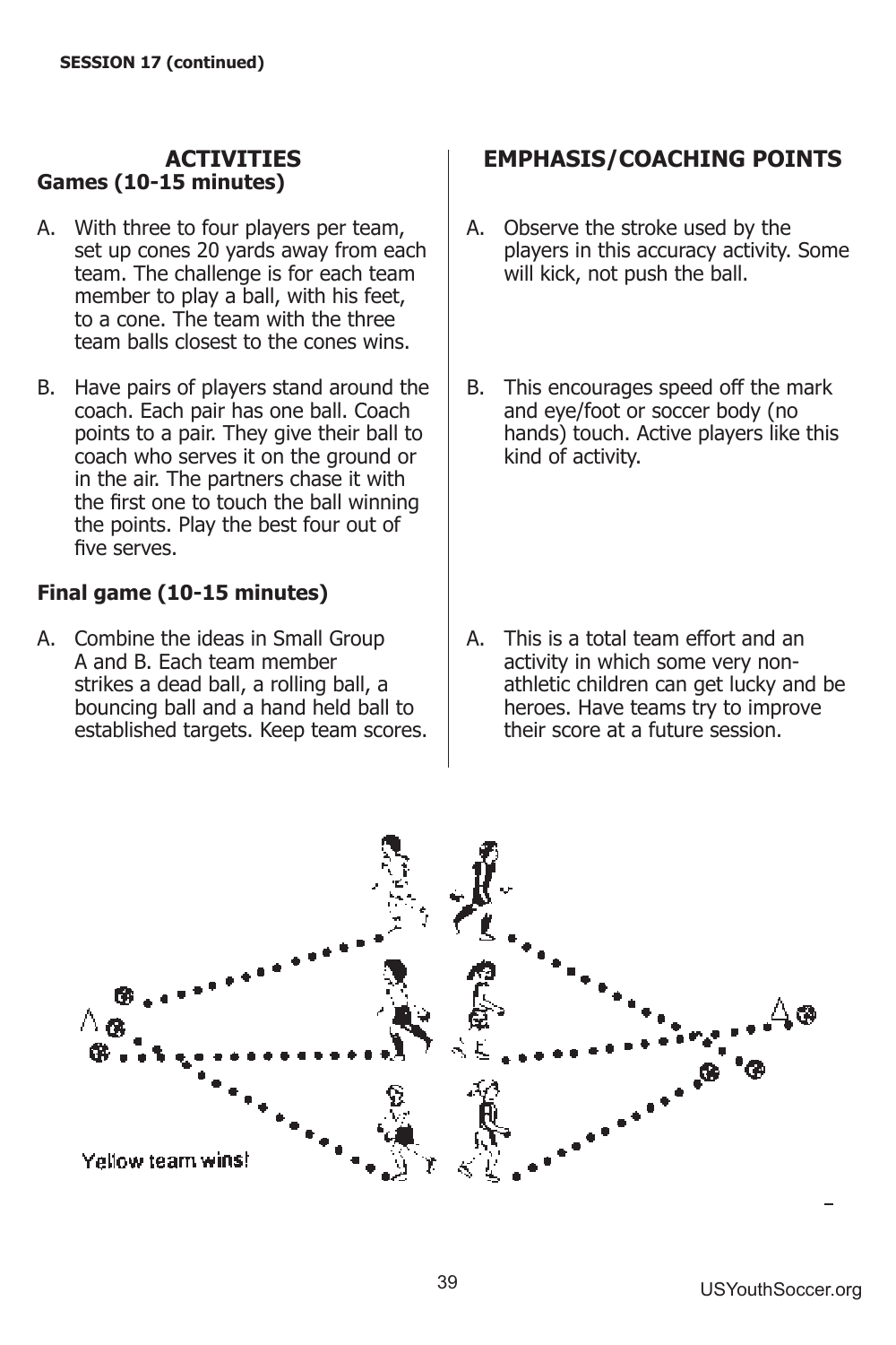**SESSION 17 (continued)**

## ACTIVITIES

### Games (10-15 minutes)

A. With three to four players per team, set up cones 20 yards away from each team. The challenge is for each team member to play a ball, with his feet, to a cone. The team with the three team balls closest to the cones wins.

B. Have pairs of players stand around the coach. Each pair has one ball. Coach points to a pair. They give their ball to coach who serves it on the ground or in the air. The partners chase it with the first one to touch the ball winning the points. Play the best four out of five serves.

### Final game (10-15 minutes)

A. Combine the ideas in Small Group A and B. Each team member strikes a dead ball, a rolling ball, a bouncing ball and a hand held ball to established targets. Keep team scores.

## EMPHASIS/COACHING POINTS

A. Observe the stroke used by the players in this accuracy activity. Some will kick, not push the ball.

B. This encourages speed off the mark and eye/foot or soccer body (no hands) touch. Active players like this kind of activity.

A. This is a total team effort and an activity in which some very non-athletic children can get lucky and be heroes. Have teams try to improve their score at a future session.

Yellow team wins!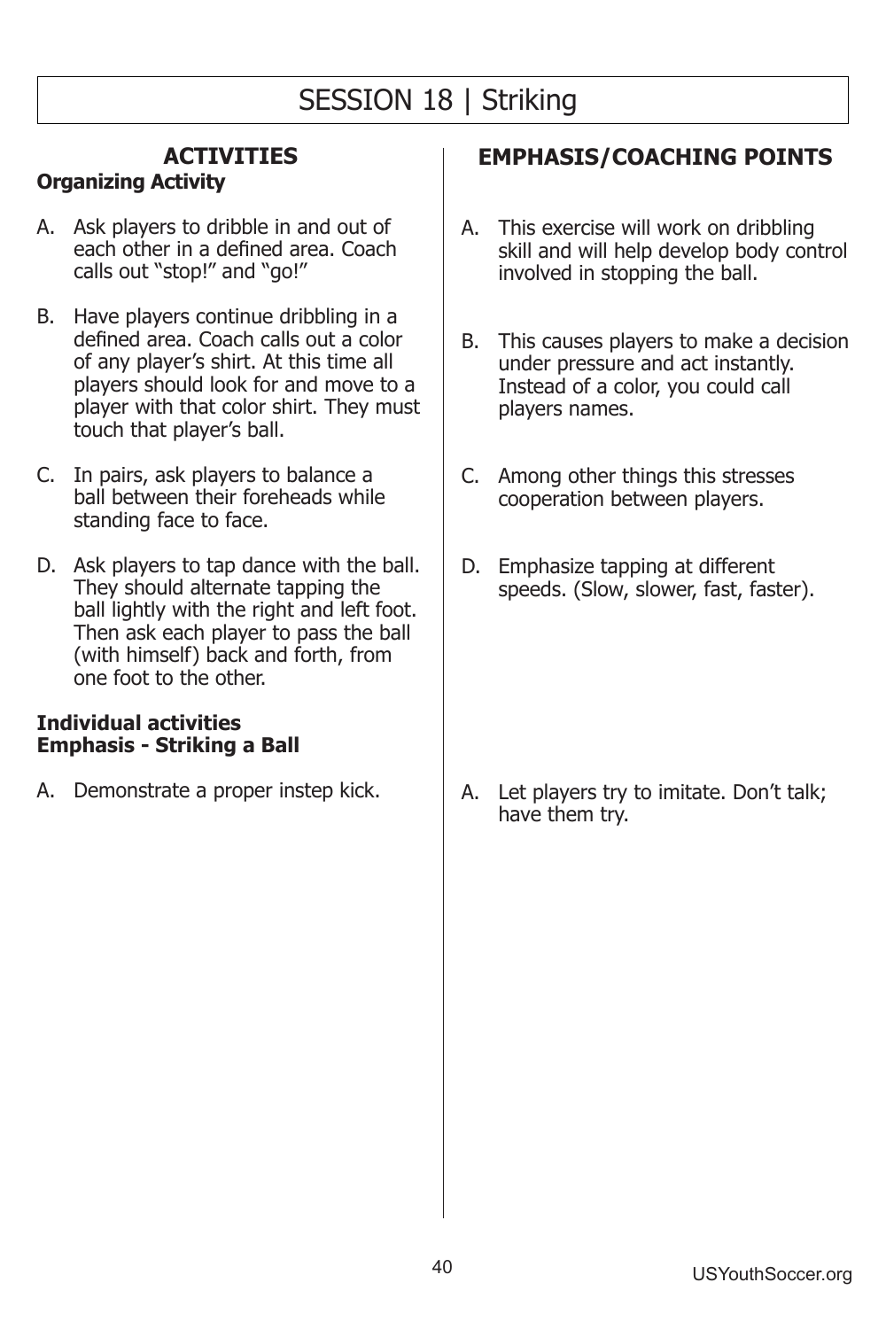# SESSION 18 | Striking

## ACTIVITIES

### Organizing Activity

A. Ask players to dribble in and out of each other in a defined area. Coach calls out "stop!" and "go!"

B. Have players continue dribbling in a defined area. Coach calls out a color of any player's shirt. At this time all players should look for and move to a player with that color shirt. They must touch that player's ball.

C. In pairs, ask players to balance a ball between their foreheads while standing face to face.

D. Ask players to tap dance with the ball. They should alternate tapping the ball lightly with the right and left foot. Then ask each player to pass the ball (with himself) back and forth, from one foot to the other.

### Individual activities
### Emphasis - Striking a Ball

A. Demonstrate a proper instep kick.

## EMPHASIS/COACHING POINTS

### Organizing Activity

A. This exercise will work on dribbling skill and will help develop body control involved in stopping the ball.

B. This causes players to make a decision under pressure and act instantly. Instead of a color, you could call players names.

C. Among other things this stresses cooperation between players.

D. Emphasize tapping at different speeds. (Slow, slower, fast, faster).

### Individual activities

A. Let players try to imitate. Don't talk; have them try.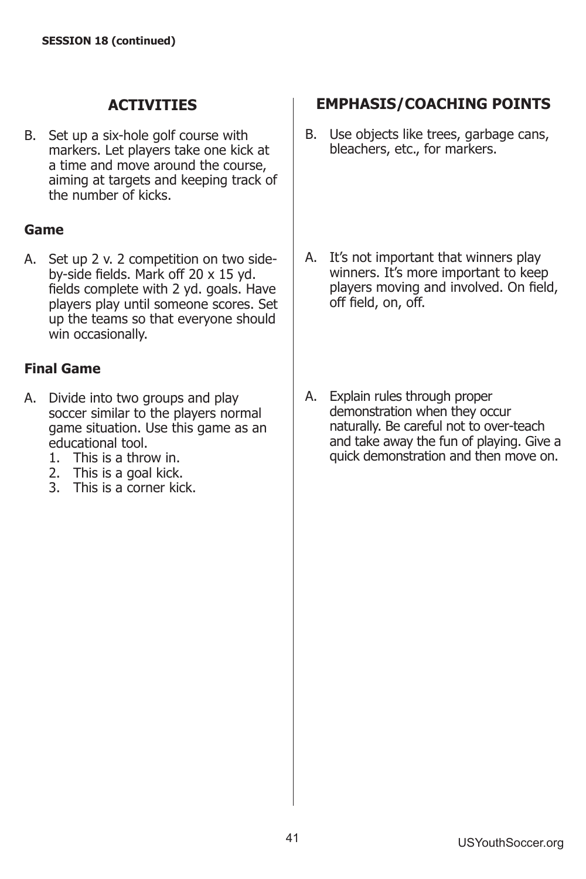**SESSION 18 (continued)**

## ACTIVITIES

B. Set up a six-hole golf course with markers. Let players take one kick at a time and move around the course, aiming at targets and keeping track of the number of kicks.

## EMPHASIS/COACHING POINTS

B. Use objects like trees, garbage cans, bleachers, etc., for markers.

### Game

A. Set up 2 v. 2 competition on two side-by-side fields. Mark off 20 x 15 yd. fields complete with 2 yd. goals. Have players play until someone scores. Set up the teams so that everyone should win occasionally.

A. It's not important that winners play winners. It's more important to keep players moving and involved. On field, off field, on, off.

### Final Game

A. Divide into two groups and play soccer similar to the players normal game situation. Use this game as an educational tool.
   1. This is a throw in.
   2. This is a goal kick.
   3. This is a corner kick.

A. Explain rules through proper demonstration when they occur naturally. Be careful not to over-teach and take away the fun of playing. Give a quick demonstration and then move on.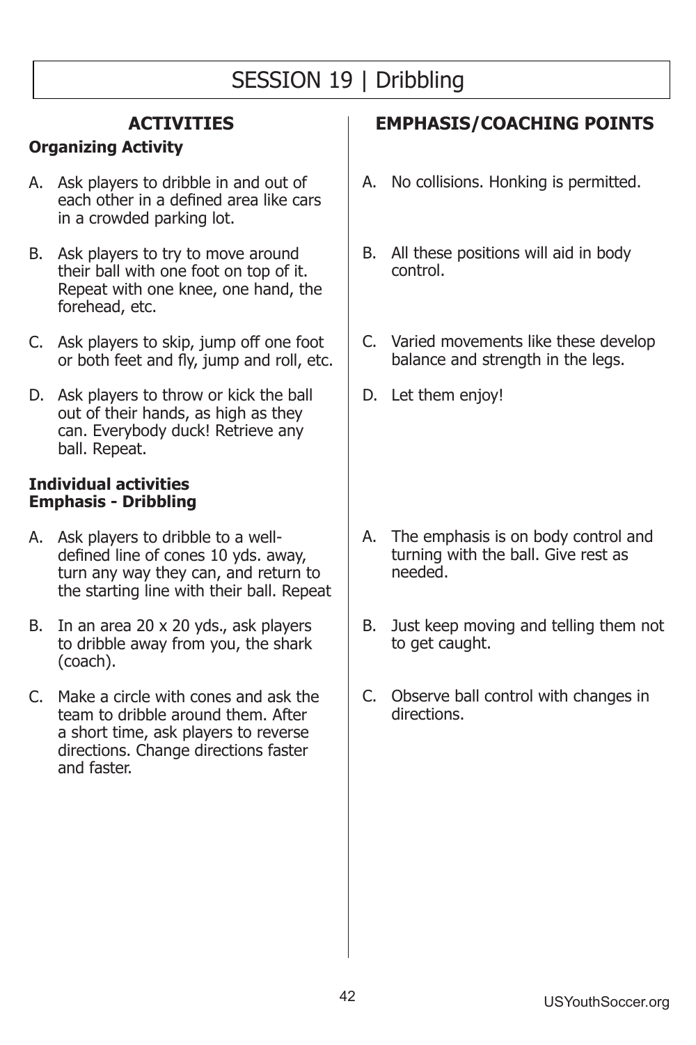# SESSION 19 | Dribbling

## ACTIVITIES

### Organizing Activity

A. Ask players to dribble in and out of each other in a defined area like cars in a crowded parking lot.

B. Ask players to try to move around their ball with one foot on top of it. Repeat with one knee, one hand, the forehead, etc.

C. Ask players to skip, jump off one foot or both feet and fly, jump and roll, etc.

D. Ask players to throw or kick the ball out of their hands, as high as they can. Everybody duck! Retrieve any ball. Repeat.

### Individual activities
### Emphasis - Dribbling

A. Ask players to dribble to a well-defined line of cones 10 yds. away, turn any way they can, and return to the starting line with their ball. Repeat

B. In an area 20 x 20 yds., ask players to dribble away from you, the shark (coach).

C. Make a circle with cones and ask the team to dribble around them. After a short time, ask players to reverse directions. Change directions faster and faster.

## EMPHASIS/COACHING POINTS

### Organizing Activity

A. No collisions. Honking is permitted.

B. All these positions will aid in body control.

C. Varied movements like these develop balance and strength in the legs.

D. Let them enjoy!

### Individual activities

A. The emphasis is on body control and turning with the ball. Give rest as needed.

B. Just keep moving and telling them not to get caught.

C. Observe ball control with changes in directions.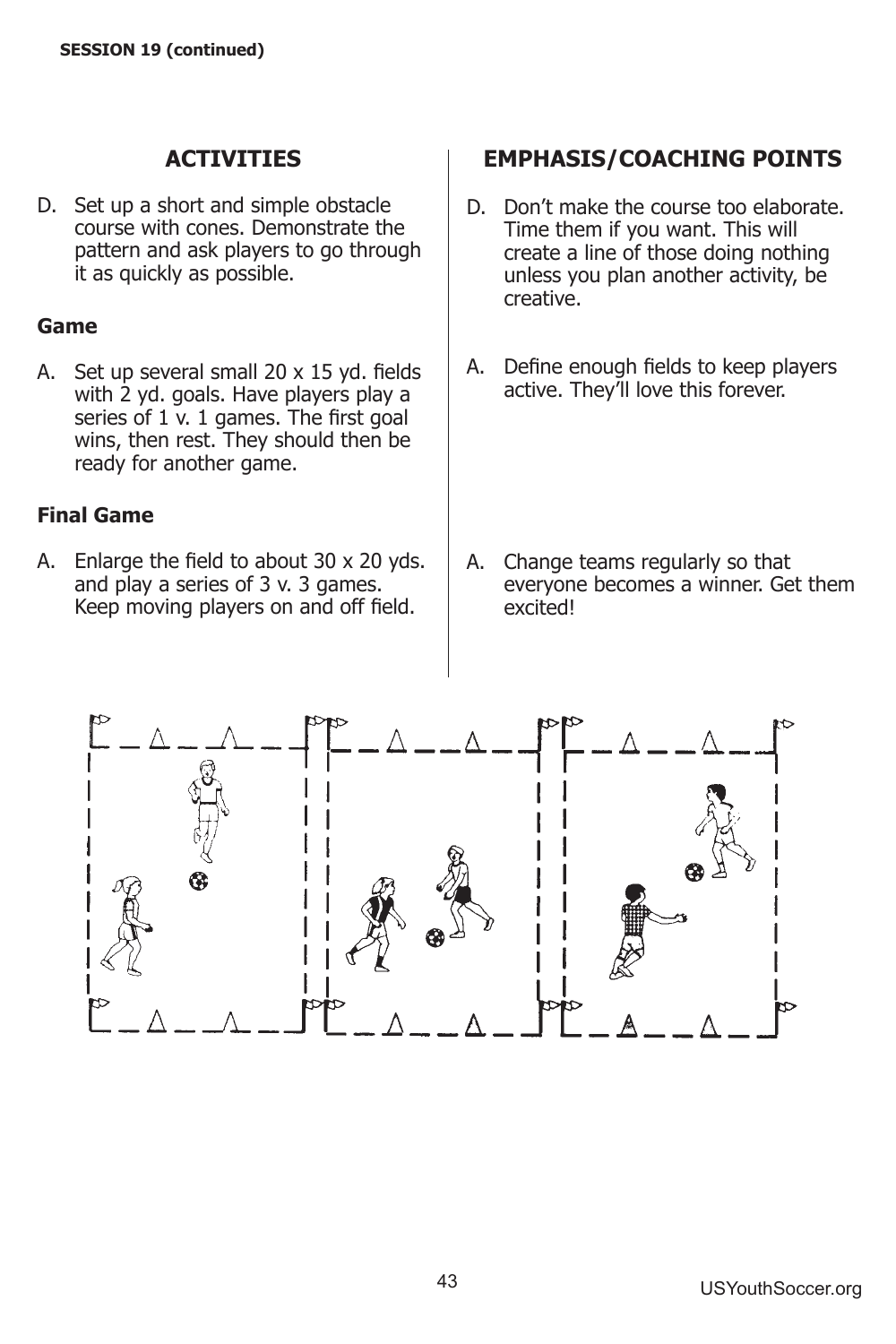**SESSION 19 (continued)**

## ACTIVITIES

D. Set up a short and simple obstacle course with cones. Demonstrate the pattern and ask players to go through it as quickly as possible.

**Emphasis/Coaching Points:** D. Don't make the course too elaborate. Time them if you want. This will create a line of those doing nothing unless you plan another activity, be creative.

### Game

A. Set up several small 20 x 15 yd. fields with 2 yd. goals. Have players play a series of 1 v. 1 games. The first goal wins, then rest. They should then be ready for another game.

**Emphasis/Coaching Points:** A. Define enough fields to keep players active. They'll love this forever.

### Final Game

A. Enlarge the field to about 30 x 20 yds. and play a series of 3 v. 3 games. Keep moving players on and off field.

**Emphasis/Coaching Points:** A. Change teams regularly so that everyone becomes a winner. Get them excited!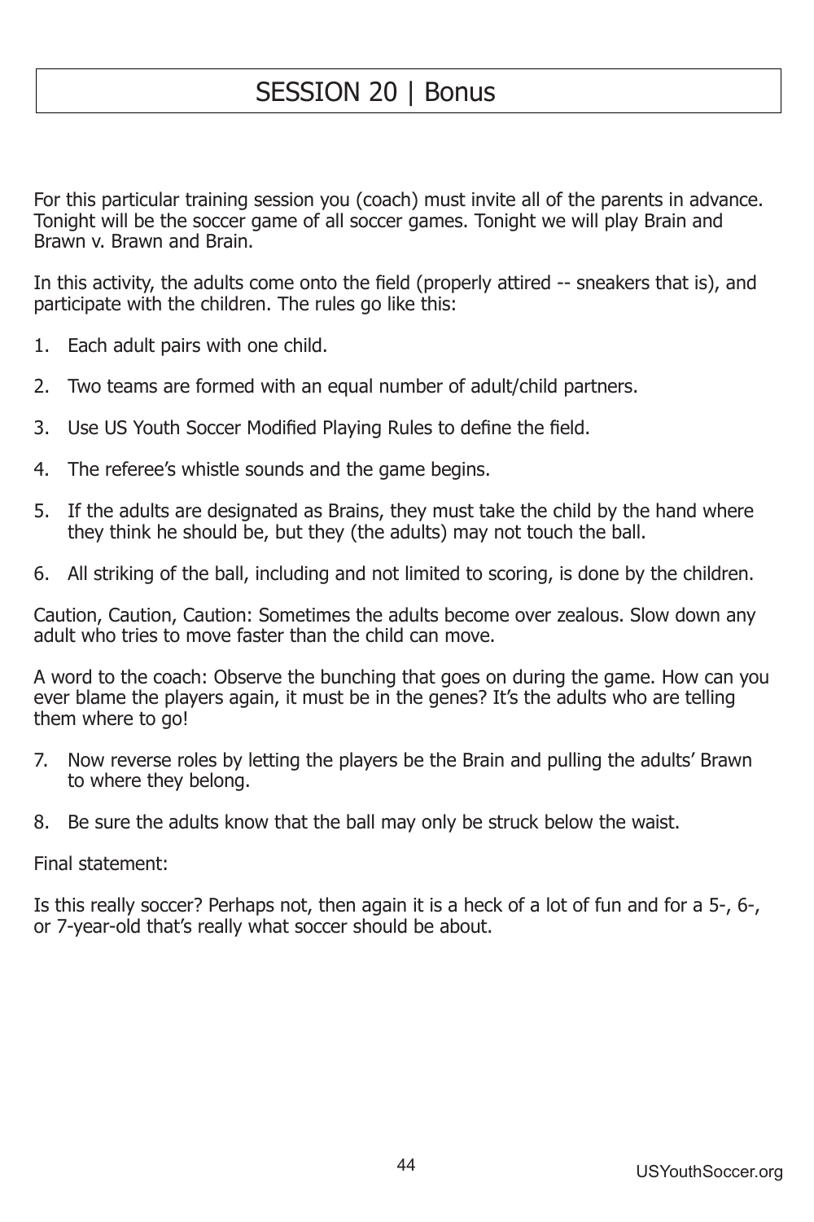# SESSION 20 | Bonus

For this particular training session you (coach) must invite all of the parents in advance. Tonight will be the soccer game of all soccer games. Tonight we will play Brain and Brawn v. Brawn and Brain.

In this activity, the adults come onto the field (properly attired -- sneakers that is), and participate with the children. The rules go like this:

1. Each adult pairs with one child.

2. Two teams are formed with an equal number of adult/child partners.

3. Use US Youth Soccer Modified Playing Rules to define the field.

4. The referee's whistle sounds and the game begins.

5. If the adults are designated as Brains, they must take the child by the hand where they think he should be, but they (the adults) may not touch the ball.

6. All striking of the ball, including and not limited to scoring, is done by the children.

Caution, Caution, Caution: Sometimes the adults become over zealous. Slow down any adult who tries to move faster than the child can move.

A word to the coach: Observe the bunching that goes on during the game. How can you ever blame the players again, it must be in the genes? It's the adults who are telling them where to go!

7. Now reverse roles by letting the players be the Brain and pulling the adults' Brawn to where they belong.

8. Be sure the adults know that the ball may only be struck below the waist.

Final statement:

Is this really soccer? Perhaps not, then again it is a heck of a lot of fun and for a 5-, 6-, or 7-year-old that's really what soccer should be about.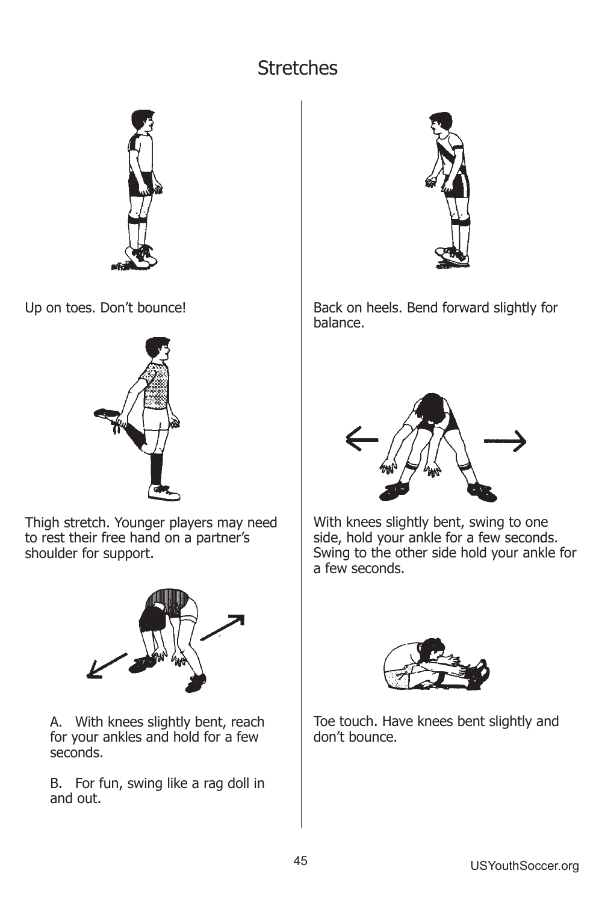# Stretches

Up on toes. Don't bounce!

Thigh stretch. Younger players may need to rest their free hand on a partner's shoulder for support.

A. With knees slightly bent, reach for your ankles and hold for a few seconds.

B. For fun, swing like a rag doll in and out.

Back on heels. Bend forward slightly for balance.

With knees slightly bent, swing to one side, hold your ankle for a few seconds. Swing to the other side hold your ankle for a few seconds.

Toe touch. Have knees bent slightly and don't bounce.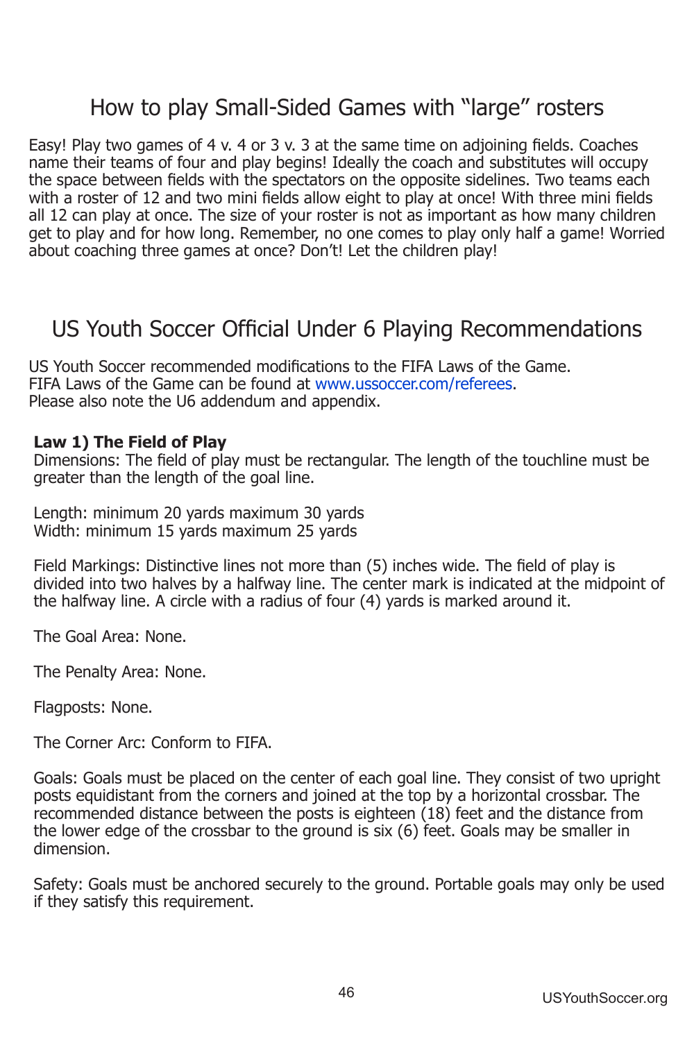## How to play Small-Sided Games with "large" rosters

Easy! Play two games of 4 v. 4 or 3 v. 3 at the same time on adjoining fields. Coaches name their teams of four and play begins! Ideally the coach and substitutes will occupy the space between fields with the spectators on the opposite sidelines. Two teams each with a roster of 12 and two mini fields allow eight to play at once! With three mini fields all 12 can play at once. The size of your roster is not as important as how many children get to play and for how long. Remember, no one comes to play only half a game! Worried about coaching three games at once? Don't! Let the children play!

## US Youth Soccer Official Under 6 Playing Recommendations

US Youth Soccer recommended modifications to the FIFA Laws of the Game.
FIFA Laws of the Game can be found at www.ussoccer.com/referees.
Please also note the U6 addendum and appendix.

**Law 1) The Field of Play**
Dimensions: The field of play must be rectangular. The length of the touchline must be greater than the length of the goal line.

Length: minimum 20 yards maximum 30 yards
Width: minimum 15 yards maximum 25 yards

Field Markings: Distinctive lines not more than (5) inches wide. The field of play is divided into two halves by a halfway line. The center mark is indicated at the midpoint of the halfway line. A circle with a radius of four (4) yards is marked around it.

The Goal Area: None.

The Penalty Area: None.

Flagposts: None.

The Corner Arc: Conform to FIFA.

Goals: Goals must be placed on the center of each goal line. They consist of two upright posts equidistant from the corners and joined at the top by a horizontal crossbar. The recommended distance between the posts is eighteen (18) feet and the distance from the lower edge of the crossbar to the ground is six (6) feet. Goals may be smaller in dimension.

Safety: Goals must be anchored securely to the ground. Portable goals may only be used if they satisfy this requirement.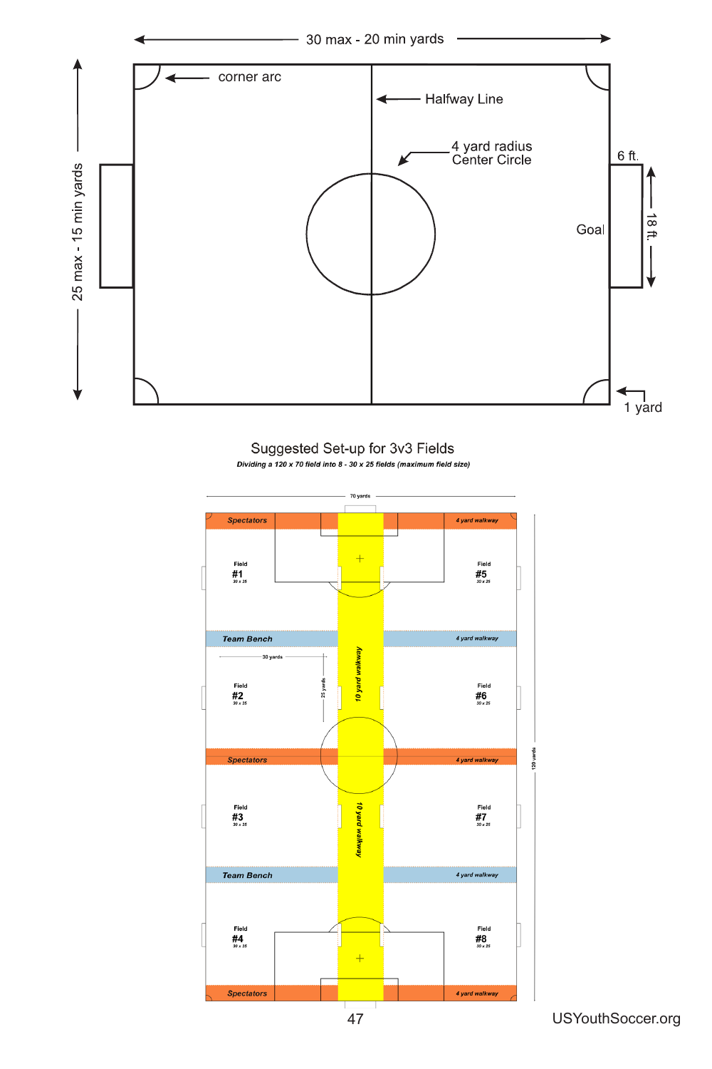30 max - 20 min yards

25 max - 15 min yards

corner arc

Halfway Line

4 yard radius Center Circle

6 ft.

18 ft.

Goal

1 yard

## Suggested Set-up for 3v3 Fields

***Dividing a 120 x 70 field into 8 - 30 x 25 fields (maximum field size)***

70 yards

120 yards

Spectators — 4 yard walkway

Field #1 30 x 25 | Field #5 30 x 25

Team Bench — 4 yard walkway

30 yards

25 yards

Field #2 30 x 25 | Field #6 30 x 25

10 yard walkway

Spectators — 4 yard walkway

Field #3 30 x 25 | Field #7 30 x 25

10 yard walkway

Team Bench — 4 yard walkway

Field #4 30 x 25 | Field #8 30 x 25

Spectators — 4 yard walkway

USYouthSoccer.org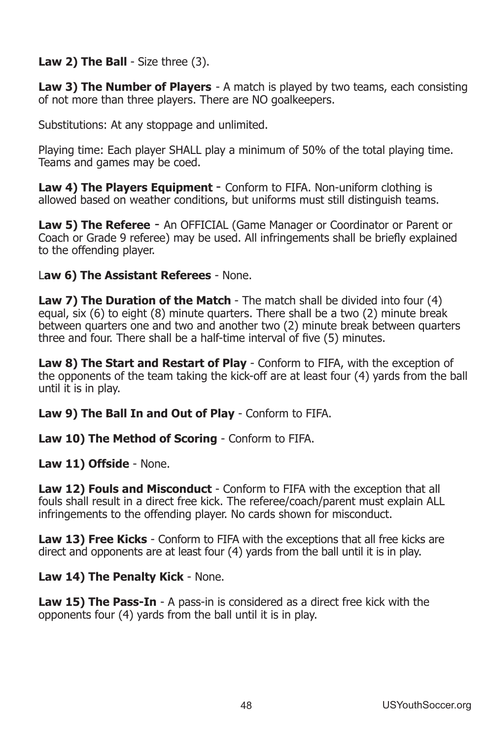**Law 2) The Ball** - Size three (3).

**Law 3) The Number of Players** - A match is played by two teams, each consisting of not more than three players. There are NO goalkeepers.

Substitutions: At any stoppage and unlimited.

Playing time: Each player SHALL play a minimum of 50% of the total playing time. Teams and games may be coed.

**Law 4) The Players Equipment** - Conform to FIFA. Non-uniform clothing is allowed based on weather conditions, but uniforms must still distinguish teams.

**Law 5) The Referee** - An OFFICIAL (Game Manager or Coordinator or Parent or Coach or Grade 9 referee) may be used. All infringements shall be briefly explained to the offending player.

**Law 6) The Assistant Referees** - None.

**Law 7) The Duration of the Match** - The match shall be divided into four (4) equal, six (6) to eight (8) minute quarters. There shall be a two (2) minute break between quarters one and two and another two (2) minute break between quarters three and four. There shall be a half-time interval of five (5) minutes.

**Law 8) The Start and Restart of Play** - Conform to FIFA, with the exception of the opponents of the team taking the kick-off are at least four (4) yards from the ball until it is in play.

**Law 9) The Ball In and Out of Play** - Conform to FIFA.

**Law 10) The Method of Scoring** - Conform to FIFA.

**Law 11) Offside** - None.

**Law 12) Fouls and Misconduct** - Conform to FIFA with the exception that all fouls shall result in a direct free kick. The referee/coach/parent must explain ALL infringements to the offending player. No cards shown for misconduct.

**Law 13) Free Kicks** - Conform to FIFA with the exceptions that all free kicks are direct and opponents are at least four (4) yards from the ball until it is in play.

**Law 14) The Penalty Kick** - None.

**Law 15) The Pass-In** - A pass-in is considered as a direct free kick with the opponents four (4) yards from the ball until it is in play.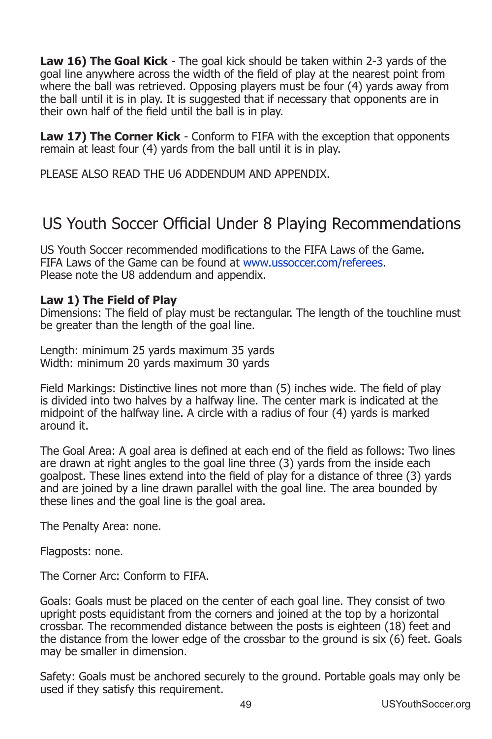**Law 16) The Goal Kick** - The goal kick should be taken within 2-3 yards of the goal line anywhere across the width of the field of play at the nearest point from where the ball was retrieved. Opposing players must be four (4) yards away from the ball until it is in play. It is suggested that if necessary that opponents are in their own half of the field until the ball is in play.

**Law 17) The Corner Kick** - Conform to FIFA with the exception that opponents remain at least four (4) yards from the ball until it is in play.

PLEASE ALSO READ THE U6 ADDENDUM AND APPENDIX.

## US Youth Soccer Official Under 8 Playing Recommendations

US Youth Soccer recommended modifications to the FIFA Laws of the Game. FIFA Laws of the Game can be found at www.ussoccer.com/referees. Please note the U8 addendum and appendix.

**Law 1) The Field of Play**
Dimensions: The field of play must be rectangular. The length of the touchline must be greater than the length of the goal line.

Length: minimum 25 yards maximum 35 yards
Width: minimum 20 yards maximum 30 yards

Field Markings: Distinctive lines not more than (5) inches wide. The field of play is divided into two halves by a halfway line. The center mark is indicated at the midpoint of the halfway line. A circle with a radius of four (4) yards is marked around it.

The Goal Area: A goal area is defined at each end of the field as follows: Two lines are drawn at right angles to the goal line three (3) yards from the inside each goalpost. These lines extend into the field of play for a distance of three (3) yards and are joined by a line drawn parallel with the goal line. The area bounded by these lines and the goal line is the goal area.

The Penalty Area: none.

Flagposts: none.

The Corner Arc: Conform to FIFA.

Goals: Goals must be placed on the center of each goal line. They consist of two upright posts equidistant from the corners and joined at the top by a horizontal crossbar. The recommended distance between the posts is eighteen (18) feet and the distance from the lower edge of the crossbar to the ground is six (6) feet. Goals may be smaller in dimension.

Safety: Goals must be anchored securely to the ground. Portable goals may only be used if they satisfy this requirement.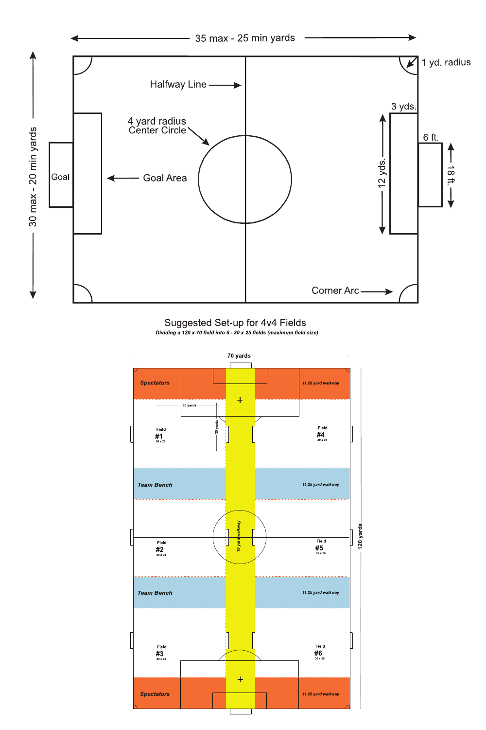35 max - 25 min yards

30 max - 20 min yards

Halfway Line

4 yard radius Center Circle

Goal

Goal Area

1 yd. radius

3 yds.

6 ft.

12 yds.

18 ft.

Corner Arc

## Suggested Set-up for 4v4 Fields

***Dividing a 120 x 70 field into 6 - 30 x 25 fields (maximum field size)***

70 yards

120 yards

Spectators

11.25 yard walkway

30 yards

25 yards

Field #1 30 x 25

Field #4 30 x 25

Team Bench

11.25 yard walkway

10 yard walkway

Field #2 30 x 25

Field #5 30 x 25

Team Bench

11.25 yard walkway

Field #3 30 x 25

Field #6 30 x 25

Spectators

11.25 yard walkway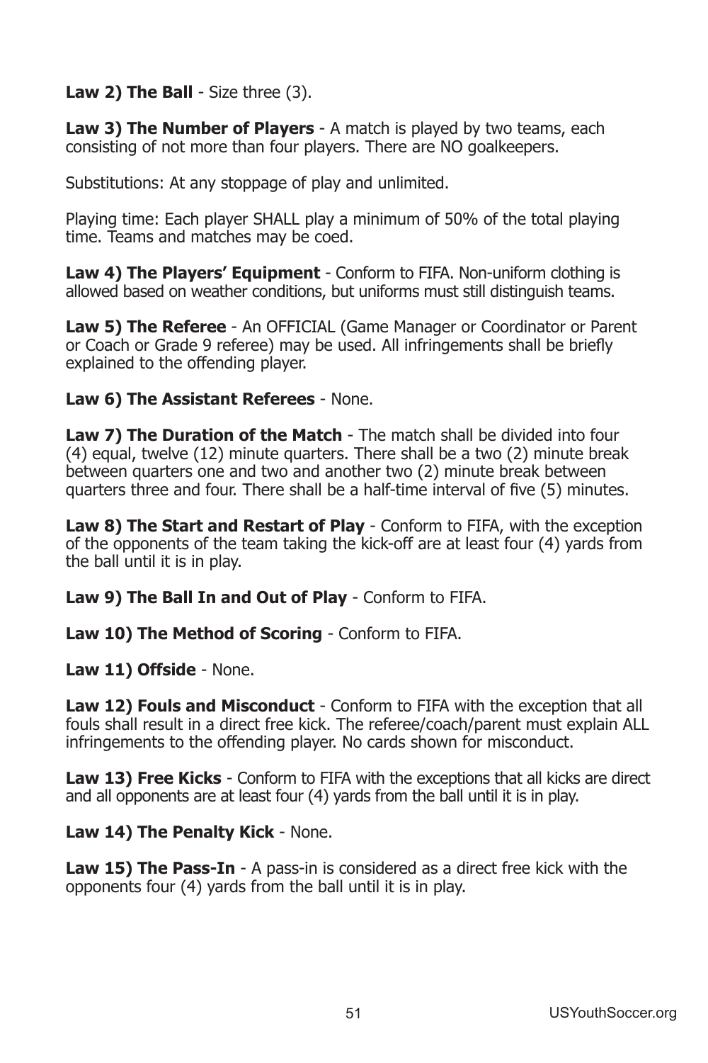**Law 2) The Ball** - Size three (3).

**Law 3) The Number of Players** - A match is played by two teams, each consisting of not more than four players. There are NO goalkeepers.

Substitutions: At any stoppage of play and unlimited.

Playing time: Each player SHALL play a minimum of 50% of the total playing time. Teams and matches may be coed.

**Law 4) The Players' Equipment** - Conform to FIFA. Non-uniform clothing is allowed based on weather conditions, but uniforms must still distinguish teams.

**Law 5) The Referee** - An OFFICIAL (Game Manager or Coordinator or Parent or Coach or Grade 9 referee) may be used. All infringements shall be briefly explained to the offending player.

**Law 6) The Assistant Referees** - None.

**Law 7) The Duration of the Match** - The match shall be divided into four (4) equal, twelve (12) minute quarters. There shall be a two (2) minute break between quarters one and two and another two (2) minute break between quarters three and four. There shall be a half-time interval of five (5) minutes.

**Law 8) The Start and Restart of Play** - Conform to FIFA, with the exception of the opponents of the team taking the kick-off are at least four (4) yards from the ball until it is in play.

**Law 9) The Ball In and Out of Play** - Conform to FIFA.

**Law 10) The Method of Scoring** - Conform to FIFA.

**Law 11) Offside** - None.

**Law 12) Fouls and Misconduct** - Conform to FIFA with the exception that all fouls shall result in a direct free kick. The referee/coach/parent must explain ALL infringements to the offending player. No cards shown for misconduct.

**Law 13) Free Kicks** - Conform to FIFA with the exceptions that all kicks are direct and all opponents are at least four (4) yards from the ball until it is in play.

**Law 14) The Penalty Kick** - None.

**Law 15) The Pass-In** - A pass-in is considered as a direct free kick with the opponents four (4) yards from the ball until it is in play.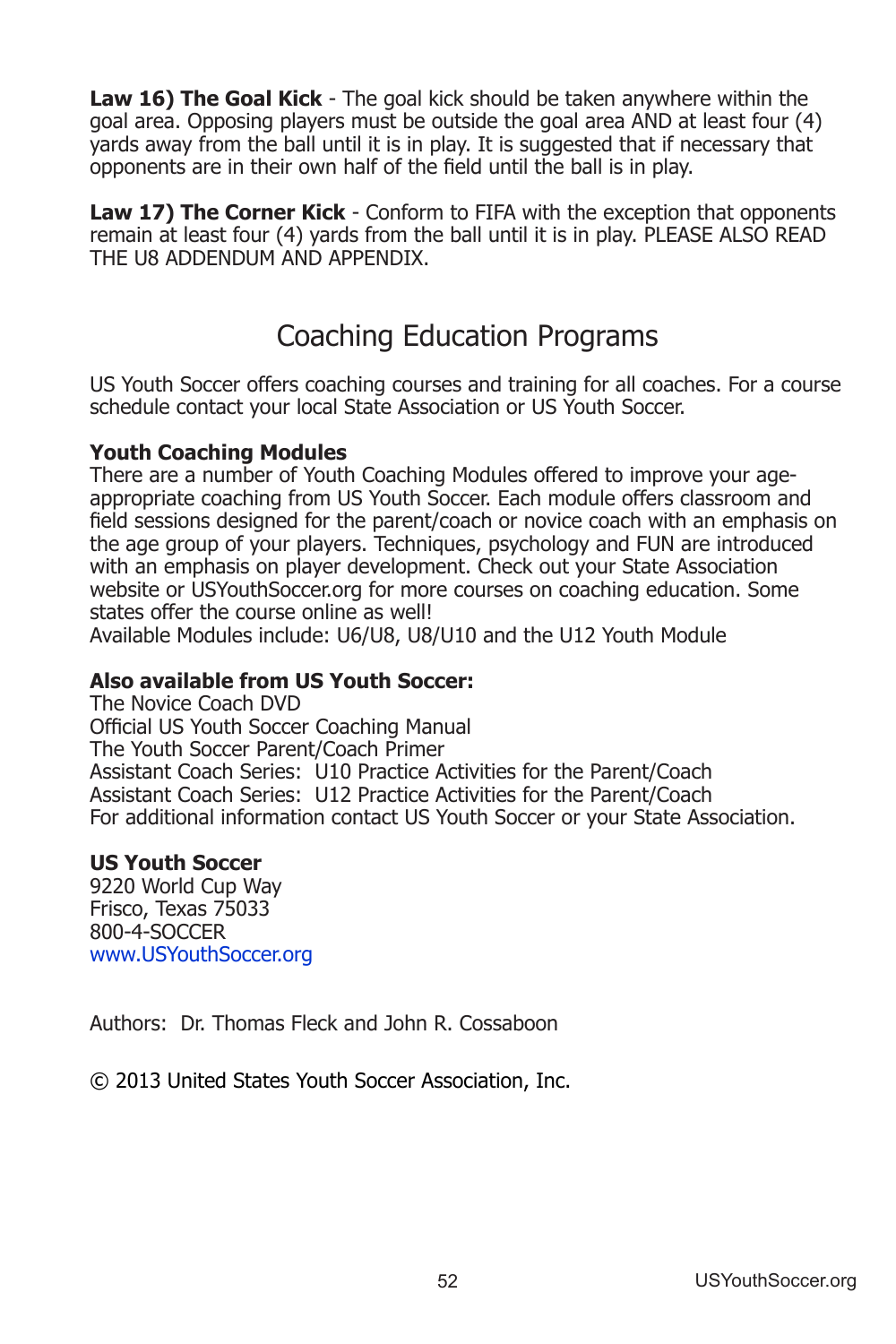**Law 16) The Goal Kick** - The goal kick should be taken anywhere within the goal area. Opposing players must be outside the goal area AND at least four (4) yards away from the ball until it is in play. It is suggested that if necessary that opponents are in their own half of the field until the ball is in play.

**Law 17) The Corner Kick** - Conform to FIFA with the exception that opponents remain at least four (4) yards from the ball until it is in play. PLEASE ALSO READ THE U8 ADDENDUM AND APPENDIX.

## Coaching Education Programs

US Youth Soccer offers coaching courses and training for all coaches. For a course schedule contact your local State Association or US Youth Soccer.

**Youth Coaching Modules**
There are a number of Youth Coaching Modules offered to improve your age-appropriate coaching from US Youth Soccer. Each module offers classroom and field sessions designed for the parent/coach or novice coach with an emphasis on the age group of your players. Techniques, psychology and FUN are introduced with an emphasis on player development. Check out your State Association website or USYouthSoccer.org for more courses on coaching education. Some states offer the course online as well!
Available Modules include: U6/U8, U8/U10 and the U12 Youth Module

**Also available from US Youth Soccer:**
The Novice Coach DVD
Official US Youth Soccer Coaching Manual
The Youth Soccer Parent/Coach Primer
Assistant Coach Series: U10 Practice Activities for the Parent/Coach
Assistant Coach Series: U12 Practice Activities for the Parent/Coach
For additional information contact US Youth Soccer or your State Association.

**US Youth Soccer**
9220 World Cup Way
Frisco, Texas 75033
800-4-SOCCER
www.USYouthSoccer.org

Authors: Dr. Thomas Fleck and John R. Cossaboon

© 2013 United States Youth Soccer Association, Inc.